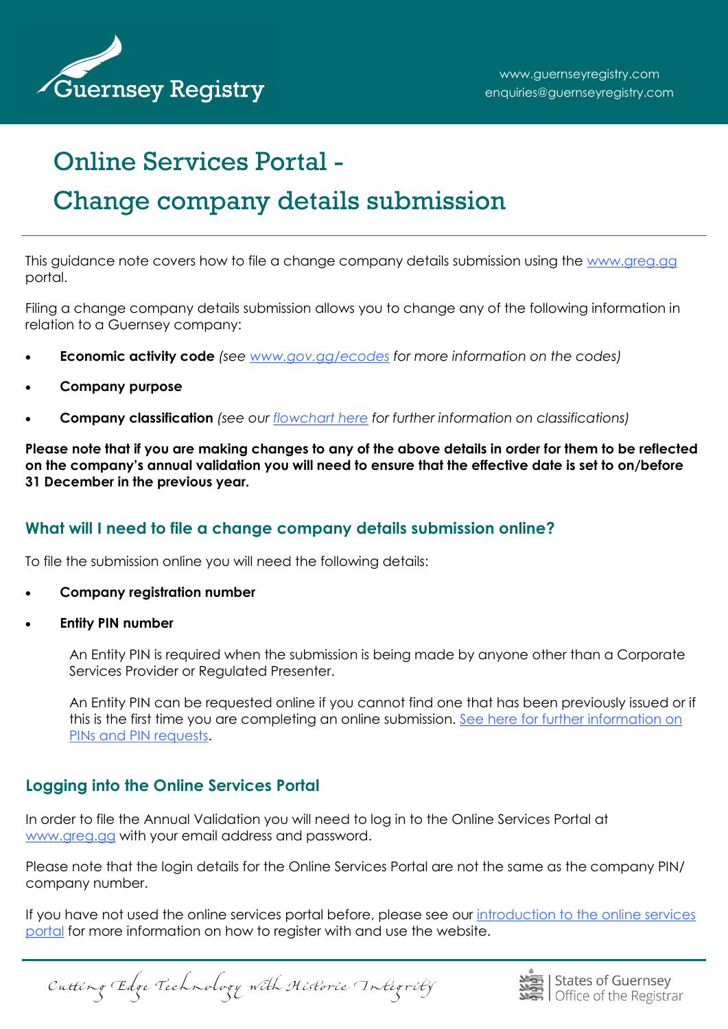# Online Services Portal - Change company details submission

This guidance note covers how to file a change company details submission using the www.greg.gg portal.

Filing a change company details submission allows you to change any of the following information in relation to a Guernsey company:

- **Economic activity code** *(see www.gov.gg/ecodes for more information on the codes)*
- **Company purpose**
- **Company classification** *(see our flowchart here for further information on classifications)*

**Please note that if you are making changes to any of the above details in order for them to be reflected on the company's annual validation you will need to ensure that the effective date is set to on/before 31 December in the previous year.**

## What will I need to file a change company details submission online?

To file the submission online you will need the following details:

- **Company registration number**
- **Entity PIN number**

  An Entity PIN is required when the submission is being made by anyone other than a Corporate Services Provider or Regulated Presenter.

  An Entity PIN can be requested online if you cannot find one that has been previously issued or if this is the first time you are completing an online submission. See here for further information on PINs and PIN requests.

## Logging into the Online Services Portal

In order to file the Annual Validation you will need to log in to the Online Services Portal at www.greg.gg with your email address and password.

Please note that the login details for the Online Services Portal are not the same as the company PIN/ company number.

If you have not used the online services portal before, please see our introduction to the online services portal for more information on how to register with and use the website.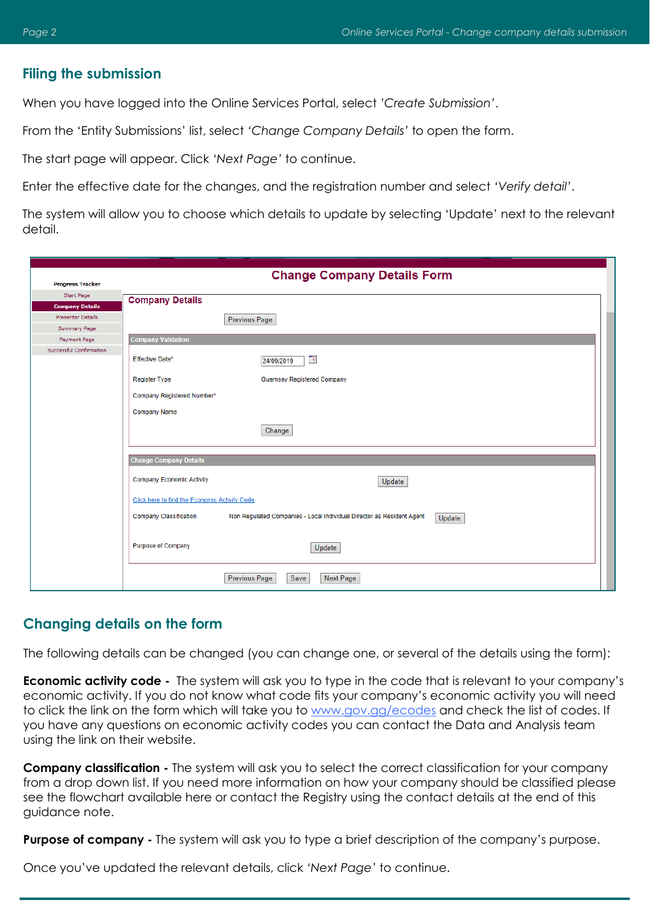## Filing the submission

When you have logged into the Online Services Portal, select *'Create Submission'*.

From the 'Entity Submissions' list, select *'Change Company Details'* to open the form.

The start page will appear. Click *'Next Page'* to continue.

Enter the effective date for the changes, and the registration number and select *'Verify detail'*.

The system will allow you to choose which details to update by selecting 'Update' next to the relevant detail.

## Changing details on the form

The following details can be changed (you can change one, or several of the details using the form):

**Economic activity code -** The system will ask you to type in the code that is relevant to your company's economic activity. If you do not know what code fits your company's economic activity you will need to click the link on the form which will take you to www.gov.gg/ecodes and check the list of codes. If you have any questions on economic activity codes you can contact the Data and Analysis team using the link on their website.

**Company classification -** The system will ask you to select the correct classification for your company from a drop down list. If you need more information on how your company should be classified please see the flowchart available here or contact the Registry using the contact details at the end of this guidance note.

**Purpose of company -** The system will ask you to type a brief description of the company's purpose.

Once you've updated the relevant details, click *'Next Page'* to continue.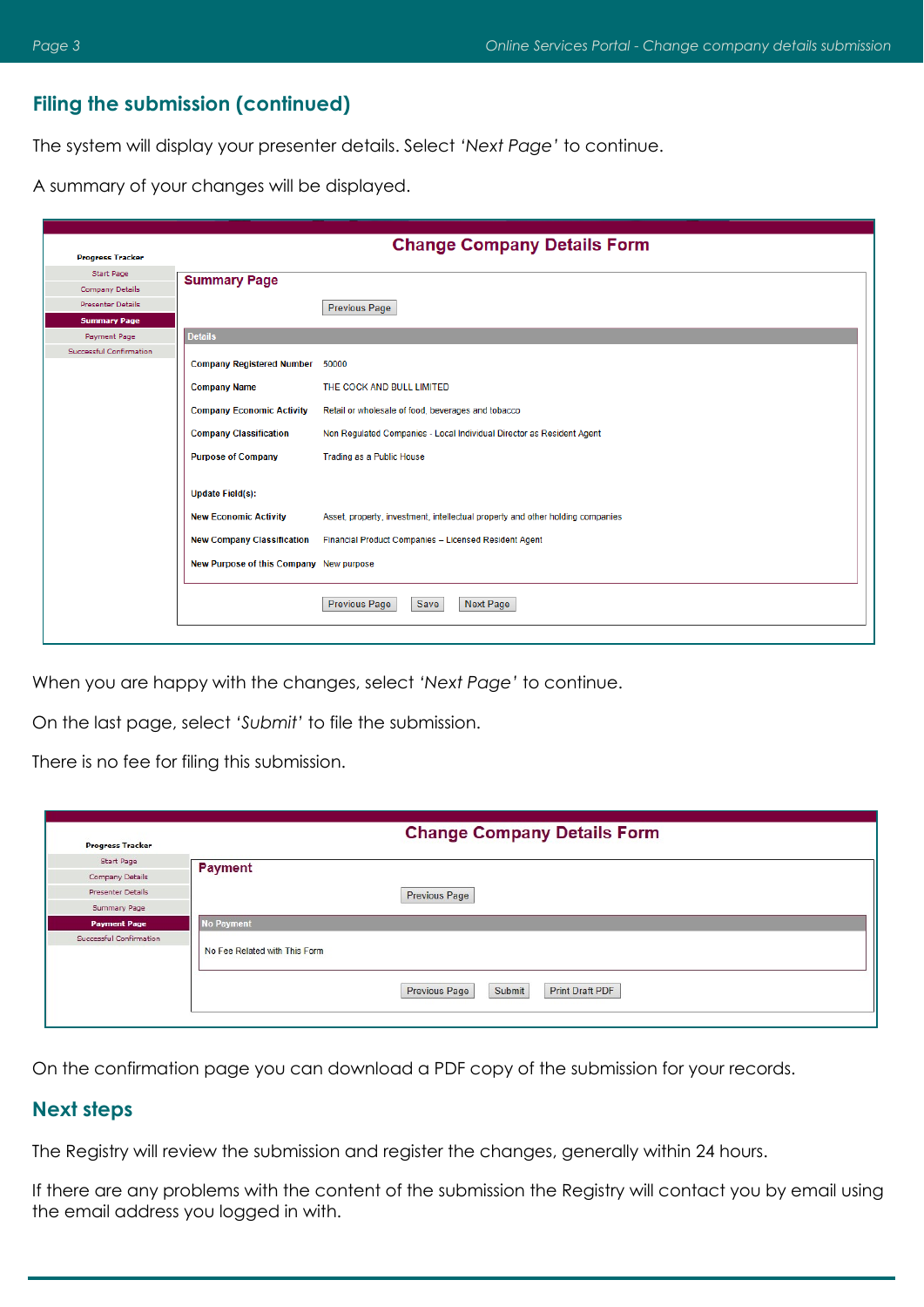## Filing the submission (continued)

The system will display your presenter details. Select *'Next Page'* to continue.

A summary of your changes will be displayed.

When you are happy with the changes, select *'Next Page'* to continue.

On the last page, select *'Submit'* to file the submission.

There is no fee for filing this submission.

On the confirmation page you can download a PDF copy of the submission for your records.

## Next steps

The Registry will review the submission and register the changes, generally within 24 hours.

If there are any problems with the content of the submission the Registry will contact you by email using the email address you logged in with.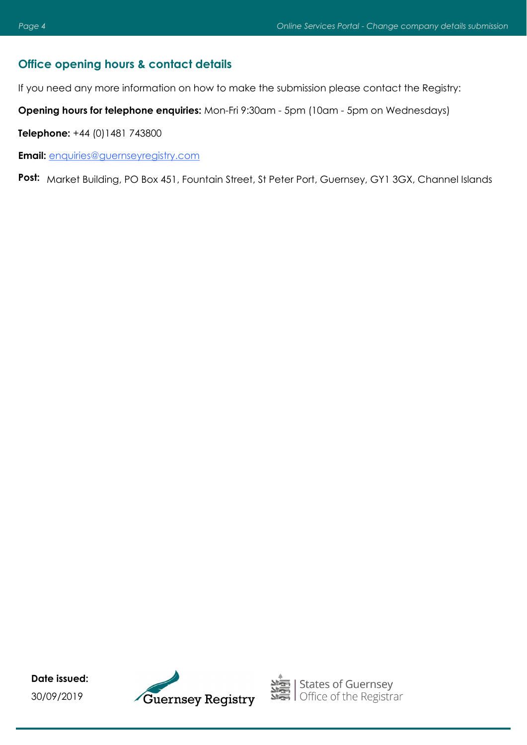## Office opening hours & contact details

If you need any more information on how to make the submission please contact the Registry:

**Opening hours for telephone enquiries:** Mon-Fri 9:30am - 5pm (10am - 5pm on Wednesdays)

**Telephone:** +44 (0)1481 743800

**Email:** enquiries@guernseyregistry.com

**Post:** Market Building, PO Box 451, Fountain Street, St Peter Port, Guernsey, GY1 3GX, Channel Islands

**Date issued:**

30/09/2019

Guernsey Registry

States of Guernsey
Office of the Registrar